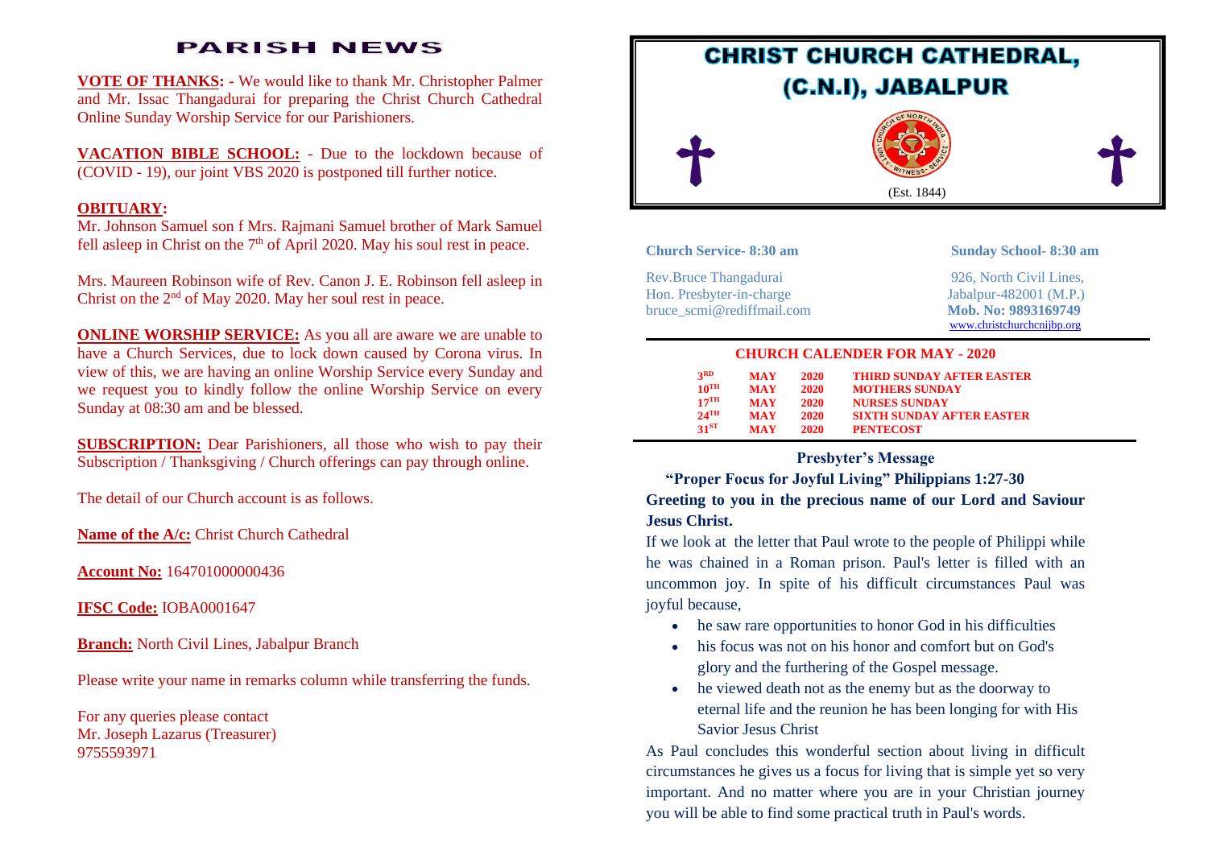# PARISH NEWS

**VOTE OF THANKS: -** We would like to thank Mr. Christopher Palmer and Mr. Issac Thangadurai for preparing the Christ Church Cathedral Online Sunday Worship Service for our Parishioners.

**VACATION BIBLE SCHOOL:** - Due to the lockdown because of (COVID - 19), our joint VBS 2020 is postponed till further notice.

**OBITUARY:**

Mr. Johnson Samuel son f Mrs. Rajmani Samuel brother of Mark Samuel fell asleep in Christ on the 7th of April 2020. May his soul rest in peace.

Mrs. Maureen Robinson wife of Rev. Canon J. E. Robinson fell asleep in Christ on the 2nd of May 2020. May her soul rest in peace.

**ONLINE WORSHIP SERVICE:** As you all are aware we are unable to have a Church Services, due to lock down caused by Corona virus. In view of this, we are having an online Worship Service every Sunday and we request you to kindly follow the online Worship Service on every Sunday at 08:30 am and be blessed.

**SUBSCRIPTION:** Dear Parishioners, all those who wish to pay their Subscription / Thanksgiving / Church offerings can pay through online.

The detail of our Church account is as follows.

**Name of the A/c:** Christ Church Cathedral

**Account No:** 164701000000436

**IFSC Code:** IOBA0001647

**Branch:** North Civil Lines, Jabalpur Branch

Please write your name in remarks column while transferring the funds.

For any queries please contact
Mr. Joseph Lazarus (Treasurer)
9755593971

# CHRIST CHURCH CATHEDRAL, (C.N.I), JABALPUR

CHURCH OF NORTH INDIA – UNITY · WITNESS · SERVICE

(Est. 1844)

**Church Service- 8:30 am** | **Sunday School- 8:30 am**

Rev.Bruce Thangadurai
Hon. Presbyter-in-charge
bruce_scmi@rediffmail.com

926, North Civil Lines,
Jabalpur-482001 (M.P.)
**Mob. No: 9893169749**
www.christchurchcnijbp.org

## CHURCH CALENDER FOR MAY - 2020

| | | | |
|---|---|---|---|
| 3RD | MAY | 2020 | THIRD SUNDAY AFTER EASTER |
| 10TH | MAY | 2020 | MOTHERS SUNDAY |
| 17TH | MAY | 2020 | NURSES SUNDAY |
| 24TH | MAY | 2020 | SIXTH SUNDAY AFTER EASTER |
| 31ST | MAY | 2020 | PENTECOST |

## Presbyter's Message

**"Proper Focus for Joyful Living" Philippians 1:27-30**

**Greeting to you in the precious name of our Lord and Saviour Jesus Christ.**

If we look at the letter that Paul wrote to the people of Philippi while he was chained in a Roman prison. Paul's letter is filled with an uncommon joy. In spite of his difficult circumstances Paul was joyful because,

- he saw rare opportunities to honor God in his difficulties
- his focus was not on his honor and comfort but on God's glory and the furthering of the Gospel message.
- he viewed death not as the enemy but as the doorway to eternal life and the reunion he has been longing for with His Savior Jesus Christ

As Paul concludes this wonderful section about living in difficult circumstances he gives us a focus for living that is simple yet so very important. And no matter where you are in your Christian journey you will be able to find some practical truth in Paul's words.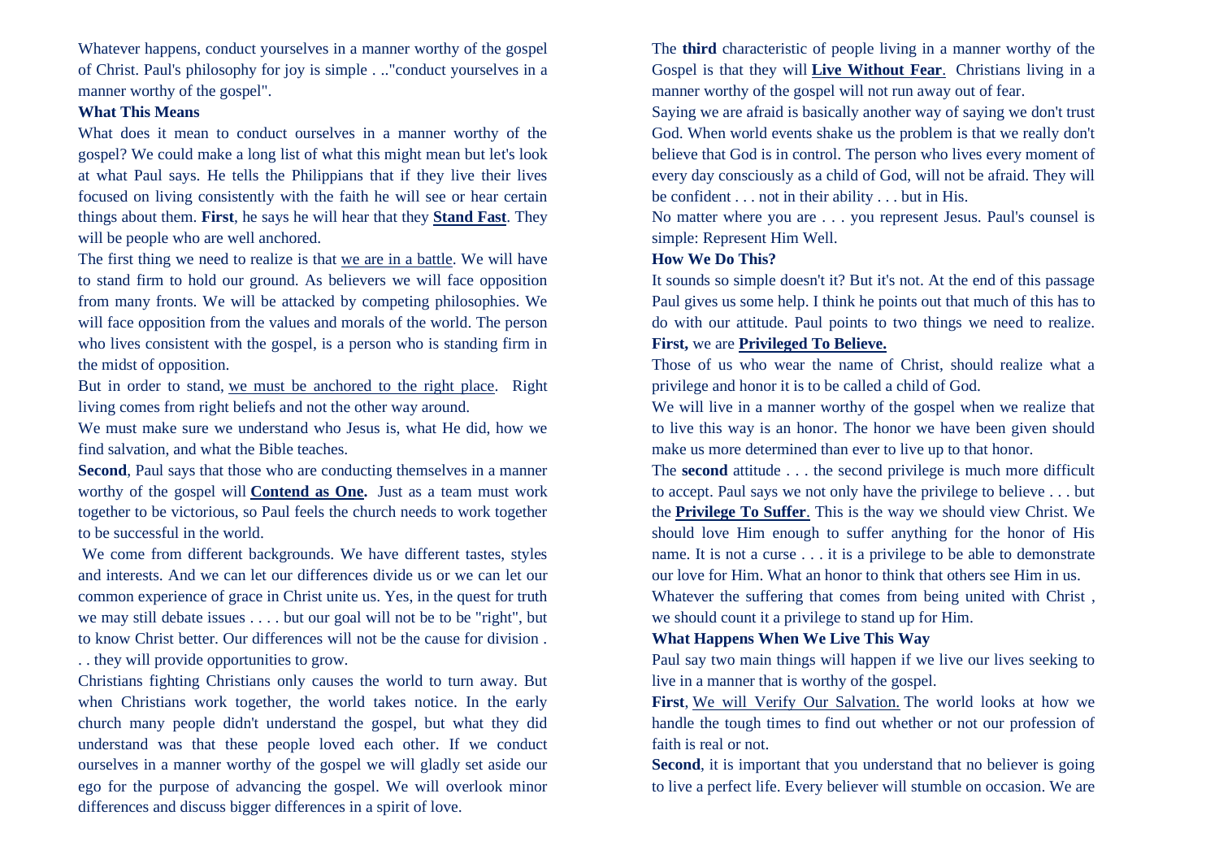Whatever happens, conduct yourselves in a manner worthy of the gospel of Christ. Paul's philosophy for joy is simple . .."conduct yourselves in a manner worthy of the gospel".

**What This Means**

What does it mean to conduct ourselves in a manner worthy of the gospel? We could make a long list of what this might mean but let's look at what Paul says. He tells the Philippians that if they live their lives focused on living consistently with the faith he will see or hear certain things about them. **First**, he says he will hear that they **Stand Fast**. They will be people who are well anchored.

The first thing we need to realize is that we are in a battle. We will have to stand firm to hold our ground. As believers we will face opposition from many fronts. We will be attacked by competing philosophies. We will face opposition from the values and morals of the world. The person who lives consistent with the gospel, is a person who is standing firm in the midst of opposition.

But in order to stand, we must be anchored to the right place. Right living comes from right beliefs and not the other way around.

We must make sure we understand who Jesus is, what He did, how we find salvation, and what the Bible teaches.

**Second**, Paul says that those who are conducting themselves in a manner worthy of the gospel will **Contend as One.** Just as a team must work together to be victorious, so Paul feels the church needs to work together to be successful in the world.

We come from different backgrounds. We have different tastes, styles and interests. And we can let our differences divide us or we can let our common experience of grace in Christ unite us. Yes, in the quest for truth we may still debate issues . . . . but our goal will not be to be "right", but to know Christ better. Our differences will not be the cause for division . . . they will provide opportunities to grow.

Christians fighting Christians only causes the world to turn away. But when Christians work together, the world takes notice. In the early church many people didn't understand the gospel, but what they did understand was that these people loved each other. If we conduct ourselves in a manner worthy of the gospel we will gladly set aside our ego for the purpose of advancing the gospel. We will overlook minor differences and discuss bigger differences in a spirit of love.

The **third** characteristic of people living in a manner worthy of the Gospel is that they will **Live Without Fear**. Christians living in a manner worthy of the gospel will not run away out of fear.

Saying we are afraid is basically another way of saying we don't trust God. When world events shake us the problem is that we really don't believe that God is in control. The person who lives every moment of every day consciously as a child of God, will not be afraid. They will be confident . . . not in their ability . . . but in His.

No matter where you are . . . you represent Jesus. Paul's counsel is simple: Represent Him Well.

**How We Do This?**

It sounds so simple doesn't it? But it's not. At the end of this passage Paul gives us some help. I think he points out that much of this has to do with our attitude. Paul points to two things we need to realize. **First,** we are **Privileged To Believe.**

Those of us who wear the name of Christ, should realize what a privilege and honor it is to be called a child of God.

We will live in a manner worthy of the gospel when we realize that to live this way is an honor. The honor we have been given should make us more determined than ever to live up to that honor.

The **second** attitude . . . the second privilege is much more difficult to accept. Paul says we not only have the privilege to believe . . . but the **Privilege To Suffer**. This is the way we should view Christ. We should love Him enough to suffer anything for the honor of His name. It is not a curse . . . it is a privilege to be able to demonstrate our love for Him. What an honor to think that others see Him in us.

Whatever the suffering that comes from being united with Christ , we should count it a privilege to stand up for Him.

**What Happens When We Live This Way**

Paul say two main things will happen if we live our lives seeking to live in a manner that is worthy of the gospel.

**First**, We will Verify Our Salvation. The world looks at how we handle the tough times to find out whether or not our profession of faith is real or not.

**Second**, it is important that you understand that no believer is going to live a perfect life. Every believer will stumble on occasion. We are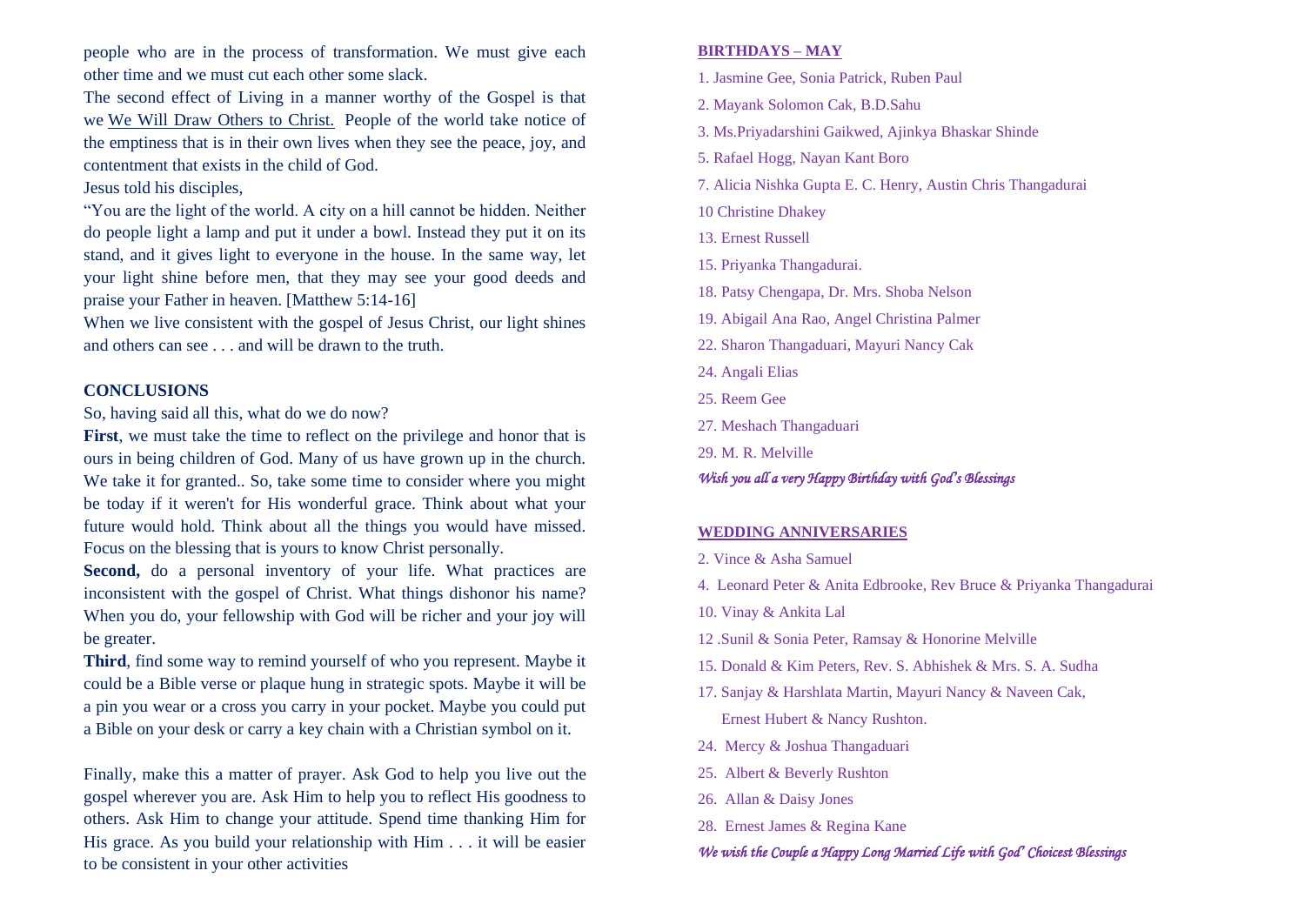people who are in the process of transformation. We must give each other time and we must cut each other some slack.

The second effect of Living in a manner worthy of the Gospel is that we We Will Draw Others to Christ. People of the world take notice of the emptiness that is in their own lives when they see the peace, joy, and contentment that exists in the child of God.

Jesus told his disciples,

"You are the light of the world. A city on a hill cannot be hidden. Neither do people light a lamp and put it under a bowl. Instead they put it on its stand, and it gives light to everyone in the house. In the same way, let your light shine before men, that they may see your good deeds and praise your Father in heaven. [Matthew 5:14-16]

When we live consistent with the gospel of Jesus Christ, our light shines and others can see . . . and will be drawn to the truth.

## CONCLUSIONS

So, having said all this, what do we do now?

**First**, we must take the time to reflect on the privilege and honor that is ours in being children of God. Many of us have grown up in the church. We take it for granted.. So, take some time to consider where you might be today if it weren't for His wonderful grace. Think about what your future would hold. Think about all the things you would have missed. Focus on the blessing that is yours to know Christ personally.

**Second,** do a personal inventory of your life. What practices are inconsistent with the gospel of Christ. What things dishonor his name? When you do, your fellowship with God will be richer and your joy will be greater.

**Third**, find some way to remind yourself of who you represent. Maybe it could be a Bible verse or plaque hung in strategic spots. Maybe it will be a pin you wear or a cross you carry in your pocket. Maybe you could put a Bible on your desk or carry a key chain with a Christian symbol on it.

Finally, make this a matter of prayer. Ask God to help you live out the gospel wherever you are. Ask Him to help you to reflect His goodness to others. Ask Him to change your attitude. Spend time thanking Him for His grace. As you build your relationship with Him . . . it will be easier to be consistent in your other activities

## BIRTHDAYS – MAY

1. Jasmine Gee, Sonia Patrick, Ruben Paul
2. Mayank Solomon Cak, B.D.Sahu
3. Ms.Priyadarshini Gaikwed, Ajinkya Bhaskar Shinde
5. Rafael Hogg, Nayan Kant Boro
7. Alicia Nishka Gupta E. C. Henry, Austin Chris Thangadurai
10 Christine Dhakey
13. Ernest Russell
15. Priyanka Thangadurai.
18. Patsy Chengapa, Dr. Mrs. Shoba Nelson
19. Abigail Ana Rao, Angel Christina Palmer
22. Sharon Thangaduari, Mayuri Nancy Cak
24. Angali Elias
25. Reem Gee
27. Meshach Thangaduari
29. M. R. Melville

*Wish you all a very Happy Birthday with God's Blessings*

## WEDDING ANNIVERSARIES

2. Vince & Asha Samuel
4. Leonard Peter & Anita Edbrooke, Rev Bruce & Priyanka Thangadurai
10. Vinay & Ankita Lal
12 .Sunil & Sonia Peter, Ramsay & Honorine Melville
15. Donald & Kim Peters, Rev. S. Abhishek & Mrs. S. A. Sudha
17. Sanjay & Harshlata Martin, Mayuri Nancy & Naveen Cak, Ernest Hubert & Nancy Rushton.
24. Mercy & Joshua Thangaduari
25. Albert & Beverly Rushton
26. Allan & Daisy Jones
28. Ernest James & Regina Kane

*We wish the Couple a Happy Long Married Life with God' Choicest Blessings*